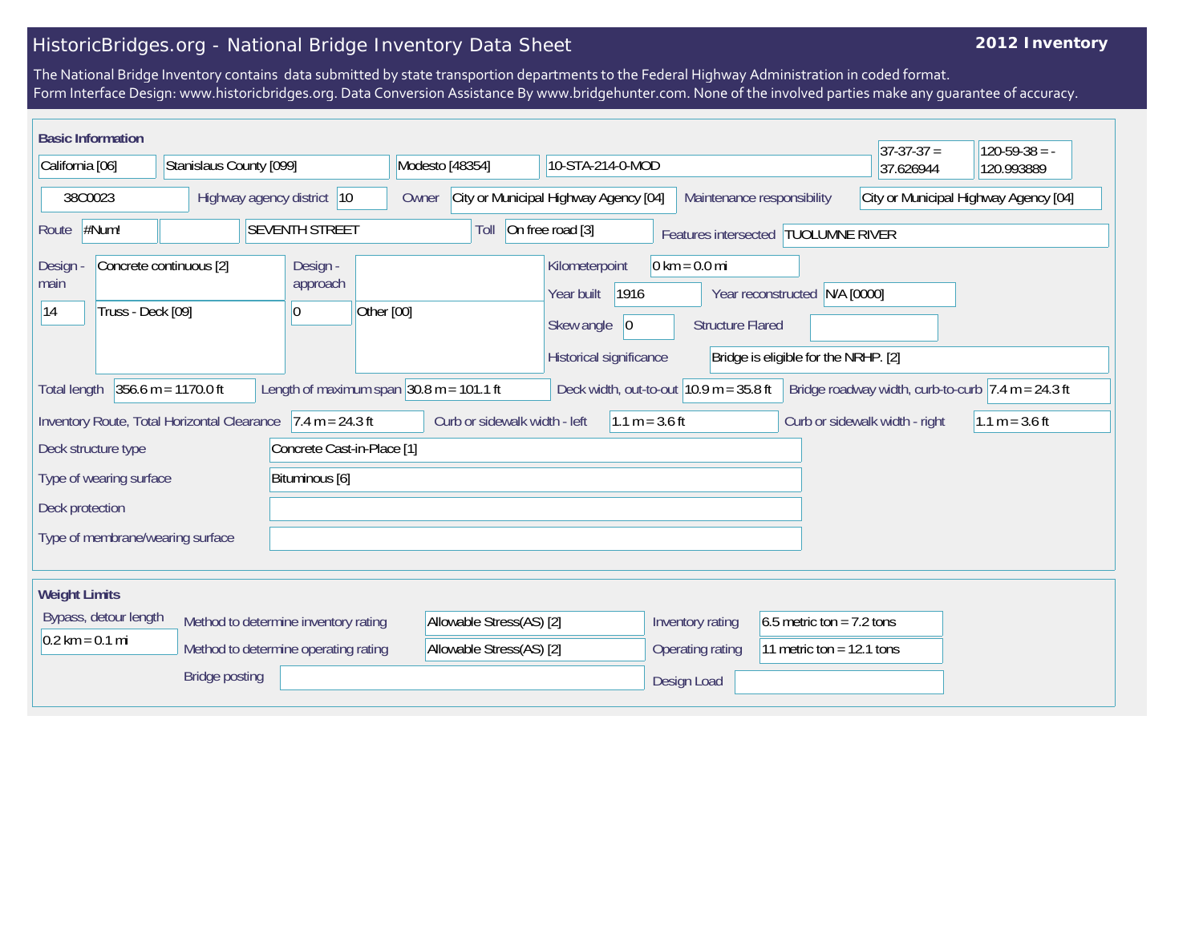# HistoricBridges.org - National Bridge Inventory Data Sheet

**2012 Inventory**

The National Bridge Inventory contains data submitted by state transportion departments to the Federal Highway Administration in coded format.
Form Interface Design: www.historicbridges.org. Data Conversion Assistance By www.bridgehunter.com. None of the involved parties make any guarantee of accuracy.

## Basic Information

| | |
|---|---|
| State | California [06] |
| County | Stanislaus County [099] |
| Place | Modesto [48354] |
| Location | 10-STA-214-0-MOD |
| Latitude | 37-37-37 = 37.626944 |
| Longitude | 120-59-38 = -120.993889 |
| Structure number | 38C0023 |
| Highway agency district | 10 |
| Owner | City or Municipal Highway Agency [04] |
| Maintenance responsibility | City or Municipal Highway Agency [04] |
| Route | #Num! |
| Facility carried | SEVENTH STREET |
| Toll | On free road [3] |
| Features intersected | TUOLUMNE RIVER |
| Design - main | Concrete continuous [2] |
| Main spans | 14 |
| Main design type | Truss - Deck [09] |
| Design - approach | |
| Approach spans | 0 |
| Approach design type | Other [00] |
| Kilometerpoint | 0 km = 0.0 mi |
| Year built | 1916 |
| Year reconstructed | N/A [0000] |
| Skew angle | 0 |
| Structure Flared | |
| Historical significance | Bridge is eligible for the NRHP. [2] |
| Total length | 356.6 m = 1170.0 ft |
| Length of maximum span | 30.8 m = 101.1 ft |
| Deck width, out-to-out | 10.9 m = 35.8 ft |
| Bridge roadway width, curb-to-curb | 7.4 m = 24.3 ft |
| Inventory Route, Total Horizontal Clearance | 7.4 m = 24.3 ft |
| Curb or sidewalk width - left | 1.1 m = 3.6 ft |
| Curb or sidewalk width - right | 1.1 m = 3.6 ft |
| Deck structure type | Concrete Cast-in-Place [1] |
| Type of wearing surface | Bituminous [6] |
| Deck protection | |
| Type of membrane/wearing surface | |

## Weight Limits

| | |
|---|---|
| Bypass, detour length | 0.2 km = 0.1 mi |
| Method to determine inventory rating | Allowable Stress(AS) [2] |
| Method to determine operating rating | Allowable Stress(AS) [2] |
| Inventory rating | 6.5 metric ton = 7.2 tons |
| Operating rating | 11 metric ton = 12.1 tons |
| Bridge posting | |
| Design Load | |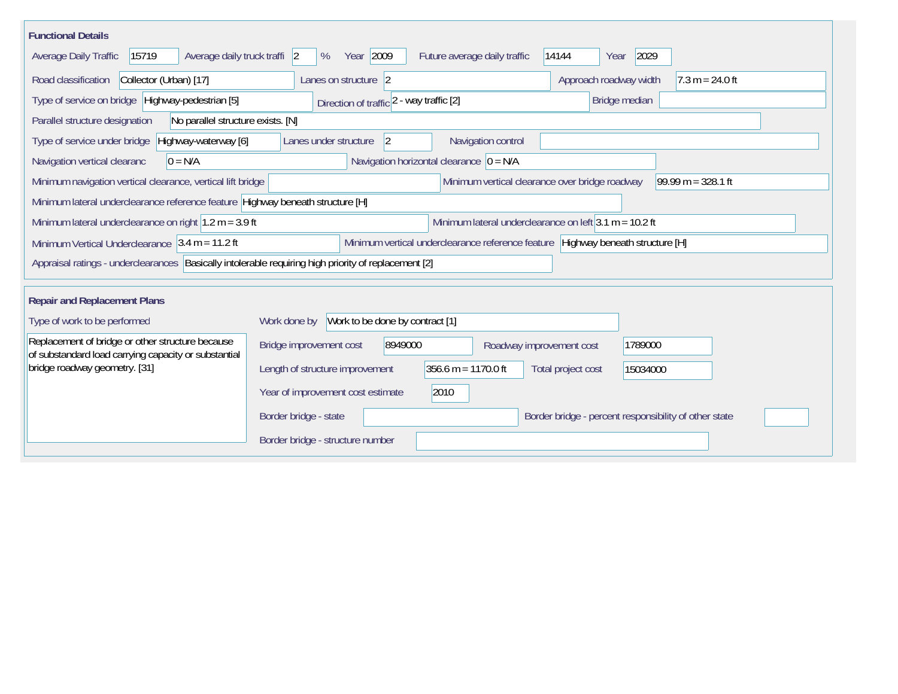## Functional Details

| Field | Value |
|---|---|
| Average Daily Traffic | 15719 |
| Average daily truck traffi | 2 % |
| Year | 2009 |
| Future average daily traffic | 14144 |
| Year | 2029 |
| Road classification | Collector (Urban) [17] |
| Lanes on structure | 2 |
| Approach roadway width | 7.3 m = 24.0 ft |
| Type of service on bridge | Highway-pedestrian [5] |
| Direction of traffic | 2 - way traffic [2] |
| Bridge median | |
| Parallel structure designation | No parallel structure exists. [N] |
| Type of service under bridge | Highway-waterway [6] |
| Lanes under structure | 2 |
| Navigation control | |
| Navigation vertical clearanc | 0 = N/A |
| Navigation horizontal clearance | 0 = N/A |
| Minimum navigation vertical clearance, vertical lift bridge | |
| Minimum vertical clearance over bridge roadway | 99.99 m = 328.1 ft |
| Minimum lateral underclearance reference feature | Highway beneath structure [H] |
| Minimum lateral underclearance on right | 1.2 m = 3.9 ft |
| Minimum lateral underclearance on left | 3.1 m = 10.2 ft |
| Minimum Vertical Underclearance | 3.4 m = 11.2 ft |
| Minimum vertical underclearance reference feature | Highway beneath structure [H] |
| Appraisal ratings - underclearances | Basically intolerable requiring high priority of replacement [2] |

## Repair and Replacement Plans

| Field | Value |
|---|---|
| Type of work to be performed | Replacement of bridge or other structure because of substandard load carrying capacity or substantial bridge roadway geometry. [31] |
| Work done by | Work to be done by contract [1] |
| Bridge improvement cost | 8949000 |
| Roadway improvement cost | 1789000 |
| Length of structure improvement | 356.6 m = 1170.0 ft |
| Total project cost | 15034000 |
| Year of improvement cost estimate | 2010 |
| Border bridge - state | |
| Border bridge - percent responsibility of other state | |
| Border bridge - structure number | |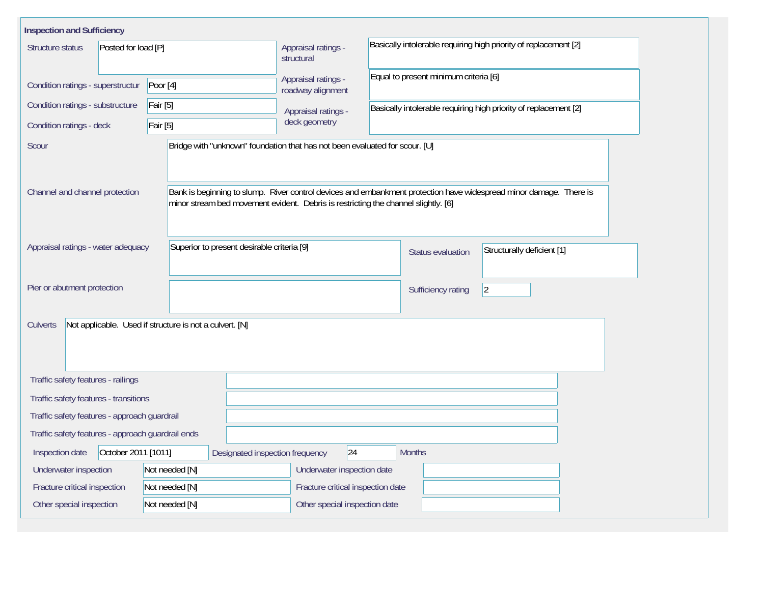## Inspection and Sufficiency

| | |
|---|---|
| Structure status | Posted for load [P] |
| Appraisal ratings - structural | Basically intolerable requiring high priority of replacement [2] |
| Condition ratings - superstructur | Poor [4] |
| Appraisal ratings - roadway alignment | Equal to present minimum criteria [6] |
| Condition ratings - substructure | Fair [5] |
| Condition ratings - deck | Fair [5] |
| Appraisal ratings - deck geometry | Basically intolerable requiring high priority of replacement [2] |
| Scour | Bridge with "unknown" foundation that has not been evaluated for scour. [U] |
| Channel and channel protection | Bank is beginning to slump. River control devices and embankment protection have widespread minor damage. There is minor stream bed movement evident. Debris is restricting the channel slightly. [6] |
| Appraisal ratings - water adequacy | Superior to present desirable criteria [9] |
| Status evaluation | Structurally deficient [1] |
| Pier or abutment protection | |
| Sufficiency rating | 2 |
| Culverts | Not applicable. Used if structure is not a culvert. [N] |
| Traffic safety features - railings | |
| Traffic safety features - transitions | |
| Traffic safety features - approach guardrail | |
| Traffic safety features - approach guardrail ends | |
| Inspection date | October 2011 [1011] |
| Designated inspection frequency | 24 Months |
| Underwater inspection | Not needed [N] |
| Underwater inspection date | |
| Fracture critical inspection | Not needed [N] |
| Fracture critical inspection date | |
| Other special inspection | Not needed [N] |
| Other special inspection date | |